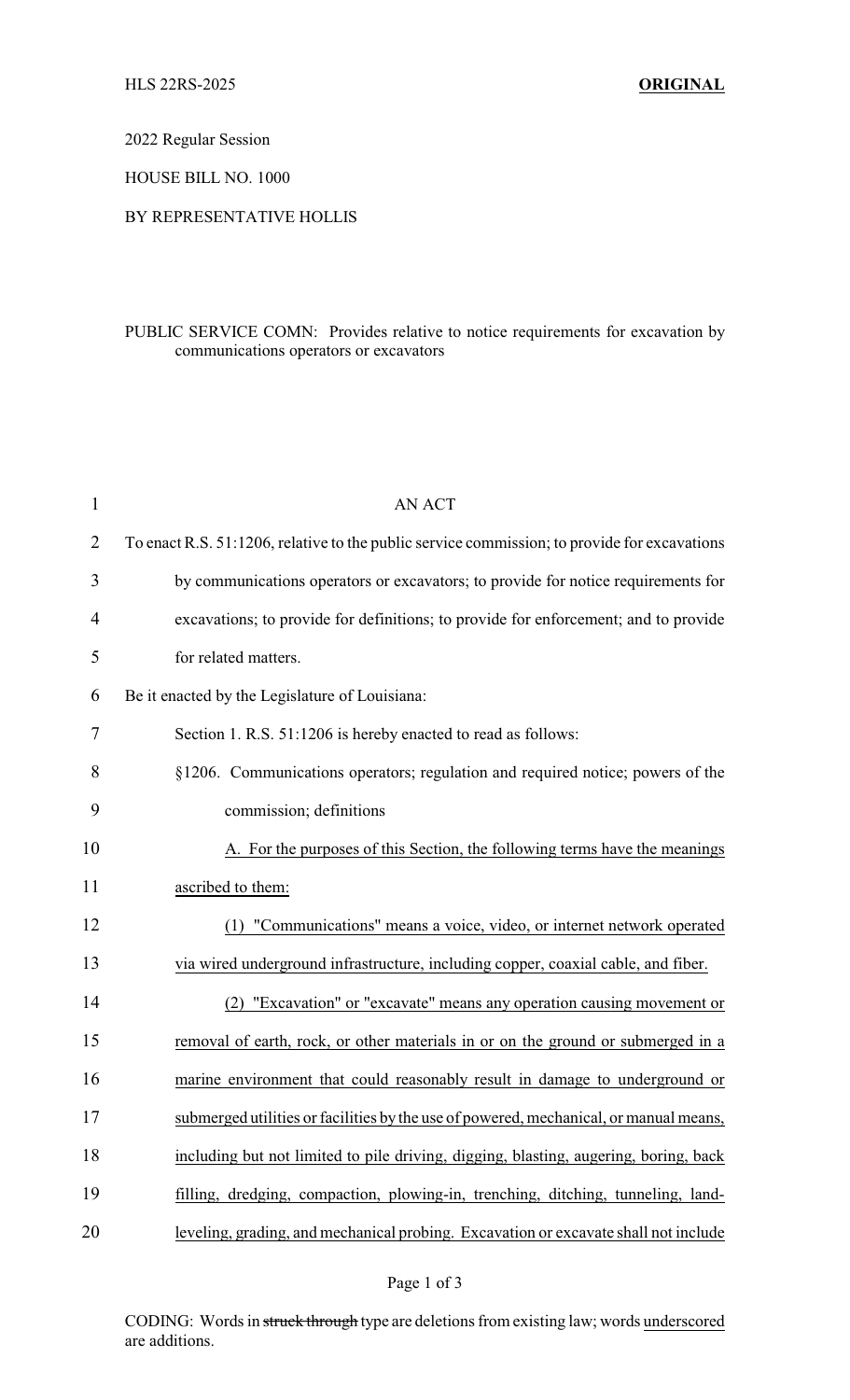HLS 22RS-2025 **ORIGINAL**

2022 Regular Session

HOUSE BILL NO. 1000

BY REPRESENTATIVE HOLLIS

PUBLIC SERVICE COMN: Provides relative to notice requirements for excavation by communications operators or excavators

AN ACT

To enact R.S. 51:1206, relative to the public service commission; to provide for excavations by communications operators or excavators; to provide for notice requirements for excavations; to provide for definitions; to provide for enforcement; and to provide for related matters.

Be it enacted by the Legislature of Louisiana:

Section 1. R.S. 51:1206 is hereby enacted to read as follows:

§1206. Communications operators; regulation and required notice; powers of the commission; definitions

A. For the purposes of this Section, the following terms have the meanings ascribed to them:

(1) "Communications" means a voice, video, or internet network operated via wired underground infrastructure, including copper, coaxial cable, and fiber.

(2) "Excavation" or "excavate" means any operation causing movement or removal of earth, rock, or other materials in or on the ground or submerged in a marine environment that could reasonably result in damage to underground or submerged utilities or facilities by the use of powered, mechanical, or manual means, including but not limited to pile driving, digging, blasting, augering, boring, back filling, dredging, compaction, plowing-in, trenching, ditching, tunneling, land-leveling, grading, and mechanical probing. Excavation or excavate shall not include

CODING: Words in ~~struck through~~ type are deletions from existing law; words underscored are additions.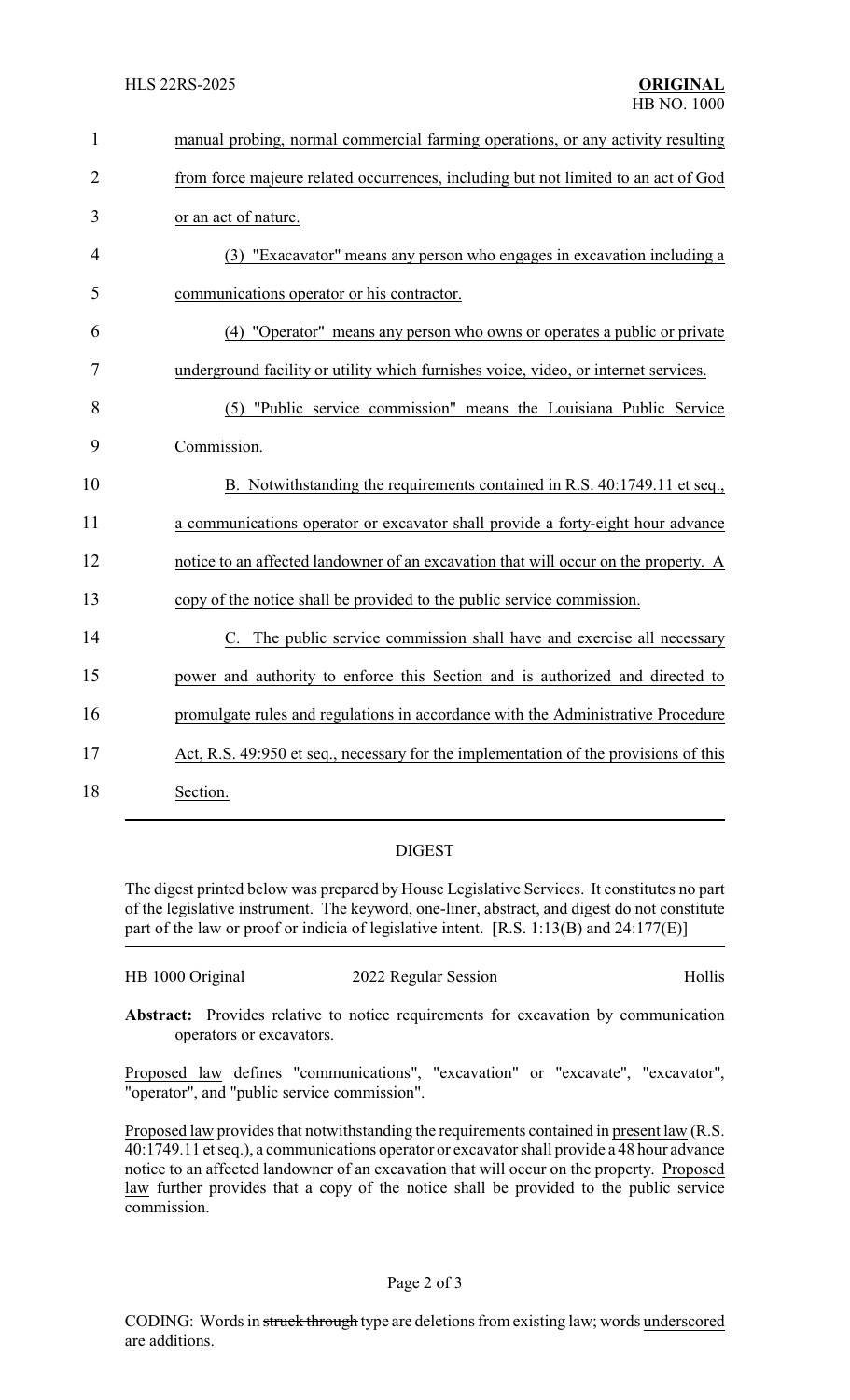manual probing, normal commercial farming operations, or any activity resulting from force majeure related occurrences, including but not limited to an act of God or an act of nature.

(3) "Exacavator" means any person who engages in excavation including a communications operator or his contractor.

(4) "Operator" means any person who owns or operates a public or private underground facility or utility which furnishes voice, video, or internet services.

(5) "Public service commission" means the Louisiana Public Service Commission.

B. Notwithstanding the requirements contained in R.S. 40:1749.11 et seq., a communications operator or excavator shall provide a forty-eight hour advance notice to an affected landowner of an excavation that will occur on the property. A copy of the notice shall be provided to the public service commission.

C. The public service commission shall have and exercise all necessary power and authority to enforce this Section and is authorized and directed to promulgate rules and regulations in accordance with the Administrative Procedure Act, R.S. 49:950 et seq., necessary for the implementation of the provisions of this Section.

## DIGEST

The digest printed below was prepared by House Legislative Services. It constitutes no part of the legislative instrument. The keyword, one-liner, abstract, and digest do not constitute part of the law or proof or indicia of legislative intent. [R.S. 1:13(B) and 24:177(E)]

HB 1000 Original — 2022 Regular Session — Hollis

**Abstract:** Provides relative to notice requirements for excavation by communication operators or excavators.

Proposed law defines "communications", "excavation" or "excavate", "excavator", "operator", and "public service commission".

Proposed law provides that notwithstanding the requirements contained in present law (R.S. 40:1749.11 et seq.), a communications operator or excavator shall provide a 48 hour advance notice to an affected landowner of an excavation that will occur on the property. Proposed law further provides that a copy of the notice shall be provided to the public service commission.

CODING: Words in ~~struck through~~ type are deletions from existing law; words underscored are additions.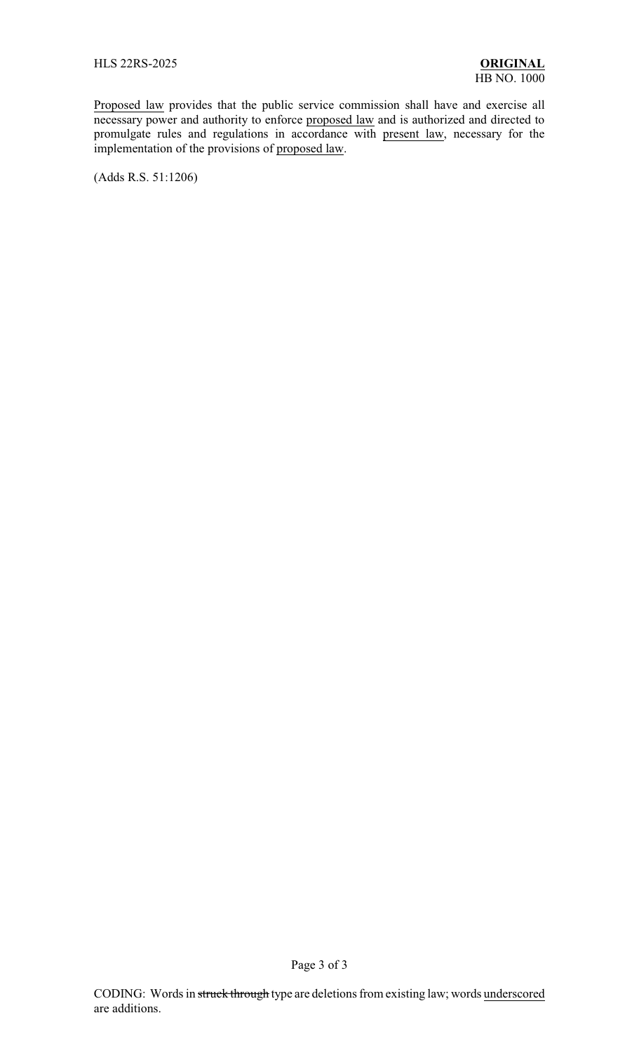Proposed law provides that the public service commission shall have and exercise all necessary power and authority to enforce proposed law and is authorized and directed to promulgate rules and regulations in accordance with present law, necessary for the implementation of the provisions of proposed law.

(Adds R.S. 51:1206)

CODING: Words in ~~struck through~~ type are deletions from existing law; words underscored are additions.